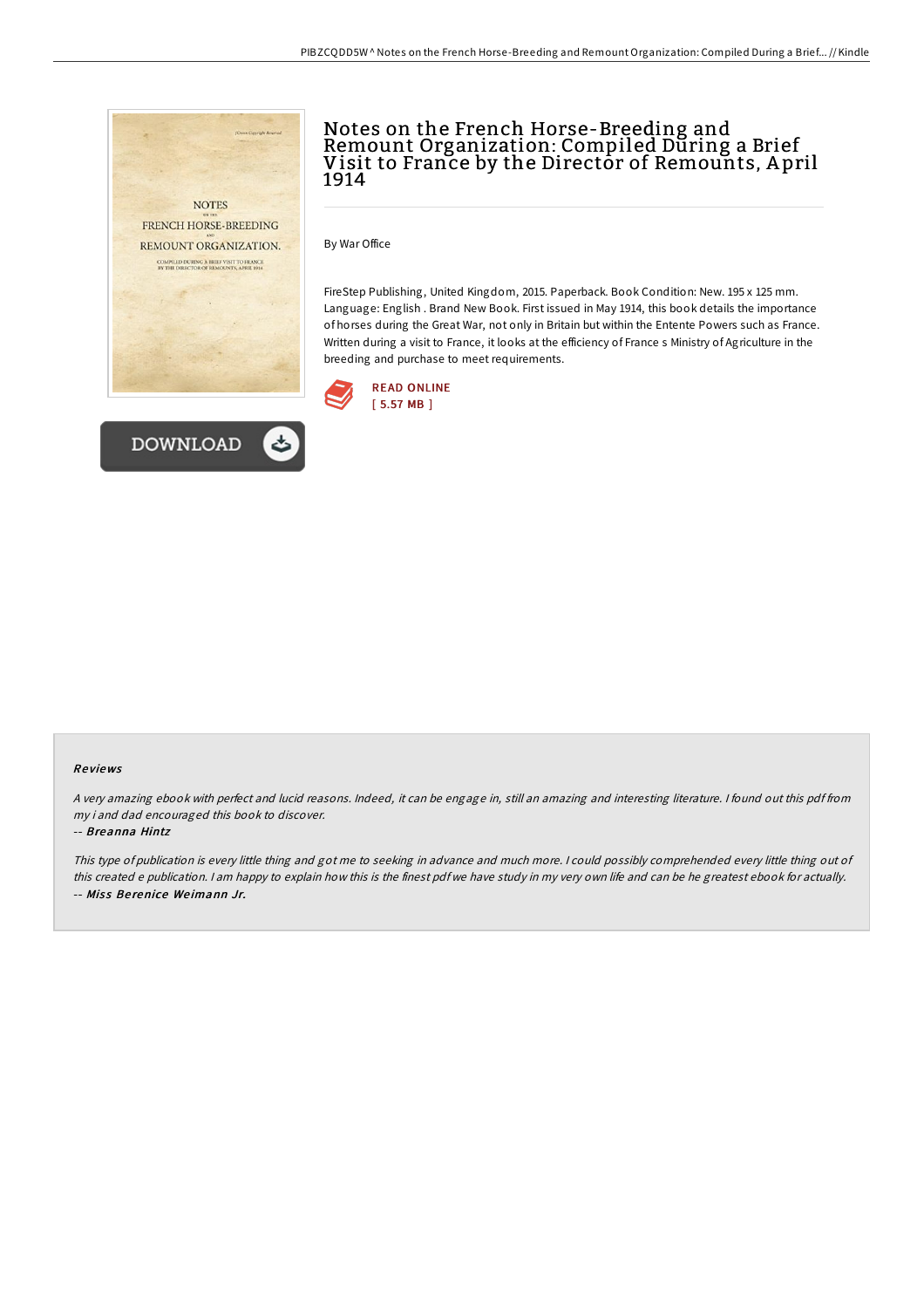# Notes on the French Horse-Breeding and Remount Organization: Compiled During a Brief Visit to France by the Director of Remounts, April 1914

By War Office

FireStep Publishing, United Kingdom, 2015. Paperback. Book Condition: New. 195 x 125 mm. Language: English . Brand New Book. First issued in May 1914, this book details the importance of horses during the Great War, not only in Britain but within the Entente Powers such as France. Written during a visit to France, it looks at the efficiency of France s Ministry of Agriculture in the breeding and purchase to meet requirements.

READ ONLINE
[ 5.57 MB ]

DOWNLOAD

### Reviews

*A very amazing ebook with perfect and lucid reasons. Indeed, it can be engage in, still an amazing and interesting literature. I found out this pdf from my i and dad encouraged this book to discover.*

-- *Breanna Hintz*

*This type of publication is every little thing and got me to seeking in advance and much more. I could possibly comprehended every little thing out of this created e publication. I am happy to explain how this is the finest pdf we have study in my very own life and can be he greatest ebook for actually.*

-- *Miss Berenice Weimann Jr.*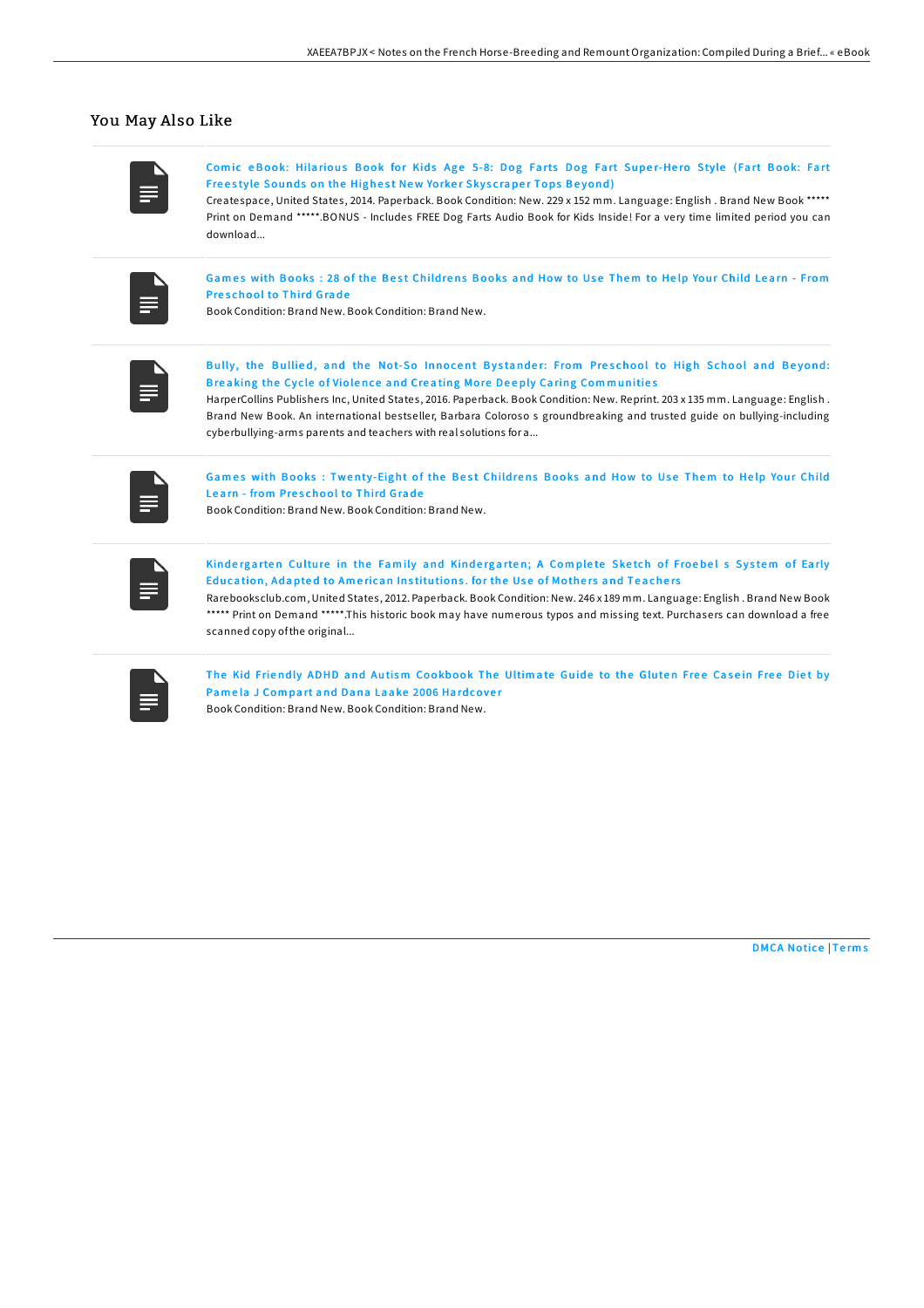## You May Also Like

**Comic eBook: Hilarious Book for Kids Age 5-8: Dog Farts Dog Fart Super-Hero Style (Fart Book: Fart Freestyle Sounds on the Highest New Yorker Skyscraper Tops Beyond)**

Createspace, United States, 2014. Paperback. Book Condition: New. 229 x 152 mm. Language: English . Brand New Book ***** Print on Demand *****.BONUS - Includes FREE Dog Farts Audio Book for Kids Inside! For a very time limited period you can download...

**Games with Books : 28 of the Best Childrens Books and How to Use Them to Help Your Child Learn - From Preschool to Third Grade**

Book Condition: Brand New. Book Condition: Brand New.

**Bully, the Bullied, and the Not-So Innocent Bystander: From Preschool to High School and Beyond: Breaking the Cycle of Violence and Creating More Deeply Caring Communities**

HarperCollins Publishers Inc, United States, 2016. Paperback. Book Condition: New. Reprint. 203 x 135 mm. Language: English . Brand New Book. An international bestseller, Barbara Coloroso s groundbreaking and trusted guide on bullying-including cyberbullying-arms parents and teachers with real solutions for a...

**Games with Books : Twenty-Eight of the Best Childrens Books and How to Use Them to Help Your Child Learn - from Preschool to Third Grade**

Book Condition: Brand New. Book Condition: Brand New.

**Kindergarten Culture in the Family and Kindergarten; A Complete Sketch of Froebel s System of Early Education, Adapted to American Institutions. for the Use of Mothers and Teachers**

Rarebooksclub.com, United States, 2012. Paperback. Book Condition: New. 246 x 189 mm. Language: English . Brand New Book ***** Print on Demand *****.This historic book may have numerous typos and missing text. Purchasers can download a free scanned copy of the original...

**The Kid Friendly ADHD and Autism Cookbook The Ultimate Guide to the Gluten Free Casein Free Diet by Pamela J Compart and Dana Laake 2006 Hardcover**

Book Condition: Brand New. Book Condition: Brand New.

DMCA Notice | Terms